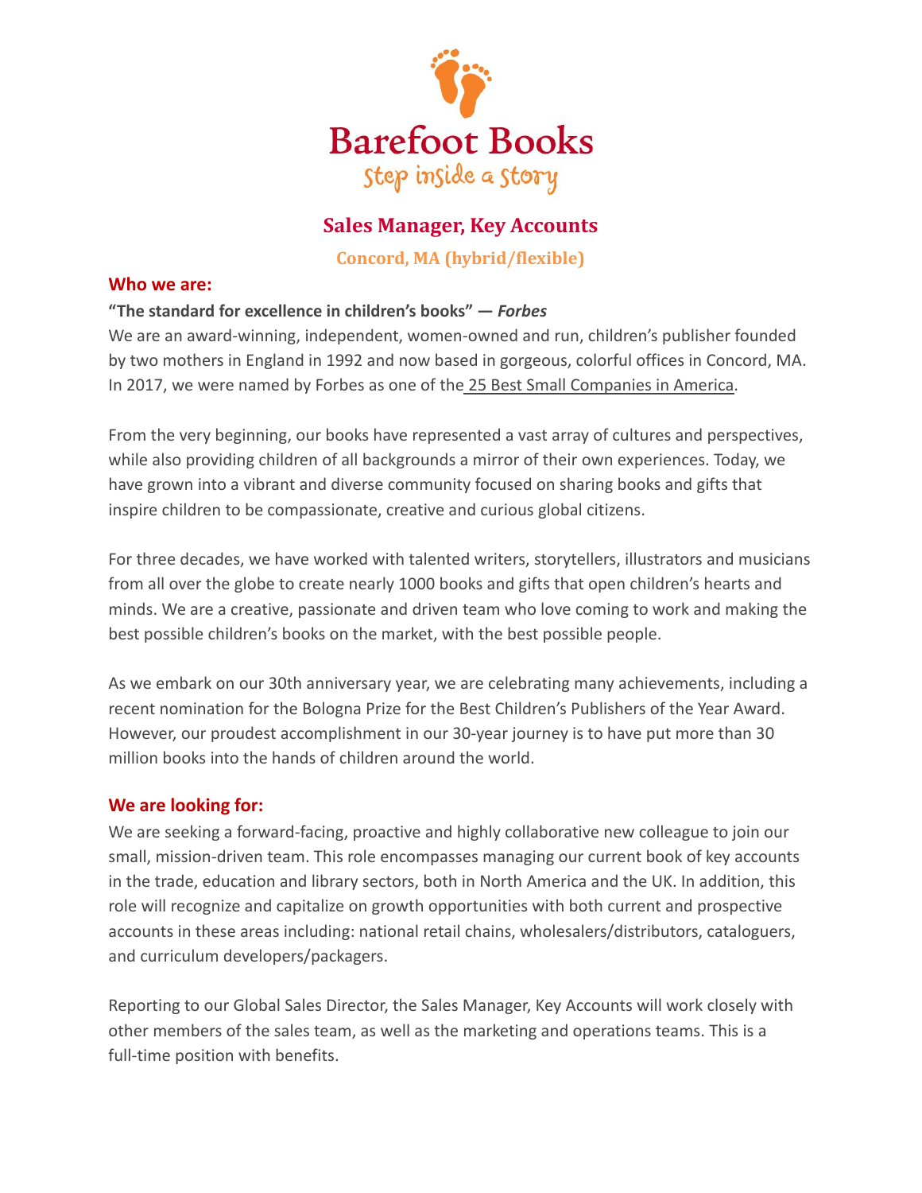# Barefoot Books

step inside a story

## Sales Manager, Key Accounts

**Concord, MA (hybrid/flexible)**

### Who we are:

**"The standard for excellence in children's books" —** ***Forbes***

We are an award-winning, independent, women-owned and run, children's publisher founded by two mothers in England in 1992 and now based in gorgeous, colorful offices in Concord, MA. In 2017, we were named by Forbes as one of the 25 Best Small Companies in America.

From the very beginning, our books have represented a vast array of cultures and perspectives, while also providing children of all backgrounds a mirror of their own experiences. Today, we have grown into a vibrant and diverse community focused on sharing books and gifts that inspire children to be compassionate, creative and curious global citizens.

For three decades, we have worked with talented writers, storytellers, illustrators and musicians from all over the globe to create nearly 1000 books and gifts that open children's hearts and minds. We are a creative, passionate and driven team who love coming to work and making the best possible children's books on the market, with the best possible people.

As we embark on our 30th anniversary year, we are celebrating many achievements, including a recent nomination for the Bologna Prize for the Best Children's Publishers of the Year Award. However, our proudest accomplishment in our 30-year journey is to have put more than 30 million books into the hands of children around the world.

### We are looking for:

We are seeking a forward-facing, proactive and highly collaborative new colleague to join our small, mission-driven team. This role encompasses managing our current book of key accounts in the trade, education and library sectors, both in North America and the UK. In addition, this role will recognize and capitalize on growth opportunities with both current and prospective accounts in these areas including: national retail chains, wholesalers/distributors, cataloguers, and curriculum developers/packagers.

Reporting to our Global Sales Director, the Sales Manager, Key Accounts will work closely with other members of the sales team, as well as the marketing and operations teams. This is a full-time position with benefits.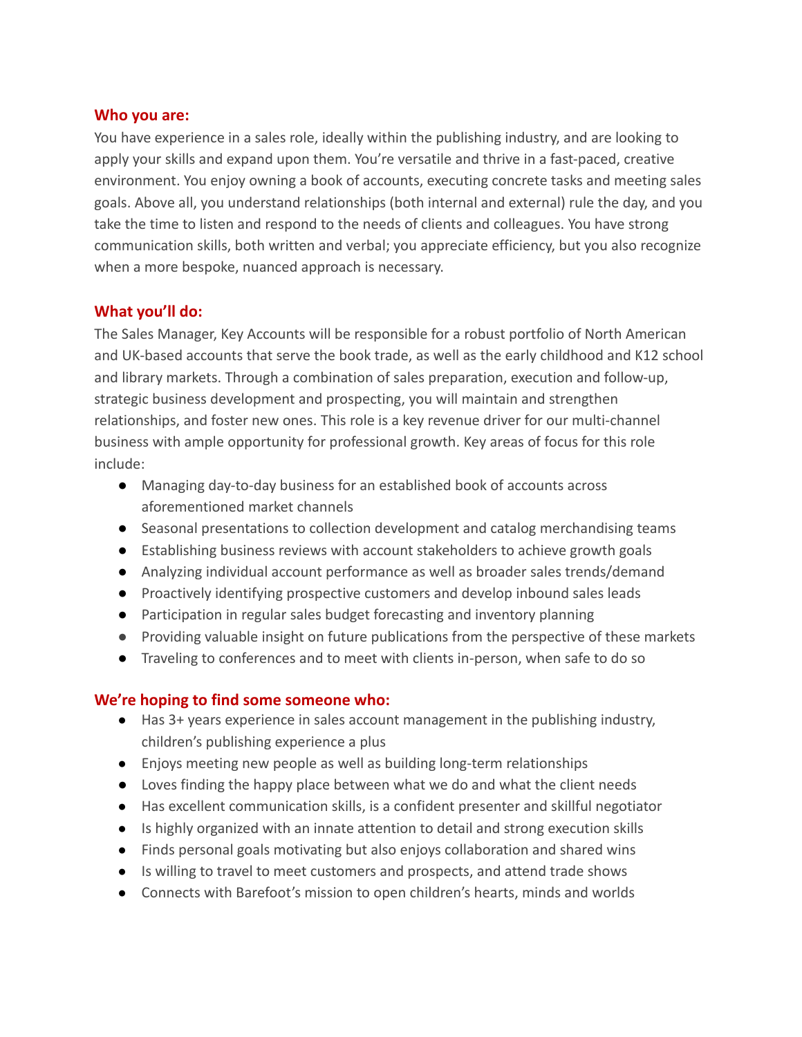## Who you are:

You have experience in a sales role, ideally within the publishing industry, and are looking to apply your skills and expand upon them. You're versatile and thrive in a fast-paced, creative environment. You enjoy owning a book of accounts, executing concrete tasks and meeting sales goals. Above all, you understand relationships (both internal and external) rule the day, and you take the time to listen and respond to the needs of clients and colleagues. You have strong communication skills, both written and verbal; you appreciate efficiency, but you also recognize when a more bespoke, nuanced approach is necessary.

## What you'll do:

The Sales Manager, Key Accounts will be responsible for a robust portfolio of North American and UK-based accounts that serve the book trade, as well as the early childhood and K12 school and library markets. Through a combination of sales preparation, execution and follow-up, strategic business development and prospecting, you will maintain and strengthen relationships, and foster new ones. This role is a key revenue driver for our multi-channel business with ample opportunity for professional growth. Key areas of focus for this role include:

- Managing day-to-day business for an established book of accounts across aforementioned market channels
- Seasonal presentations to collection development and catalog merchandising teams
- Establishing business reviews with account stakeholders to achieve growth goals
- Analyzing individual account performance as well as broader sales trends/demand
- Proactively identifying prospective customers and develop inbound sales leads
- Participation in regular sales budget forecasting and inventory planning
- Providing valuable insight on future publications from the perspective of these markets
- Traveling to conferences and to meet with clients in-person, when safe to do so

## We're hoping to find some someone who:

- Has 3+ years experience in sales account management in the publishing industry, children's publishing experience a plus
- Enjoys meeting new people as well as building long-term relationships
- Loves finding the happy place between what we do and what the client needs
- Has excellent communication skills, is a confident presenter and skillful negotiator
- Is highly organized with an innate attention to detail and strong execution skills
- Finds personal goals motivating but also enjoys collaboration and shared wins
- Is willing to travel to meet customers and prospects, and attend trade shows
- Connects with Barefoot's mission to open children's hearts, minds and worlds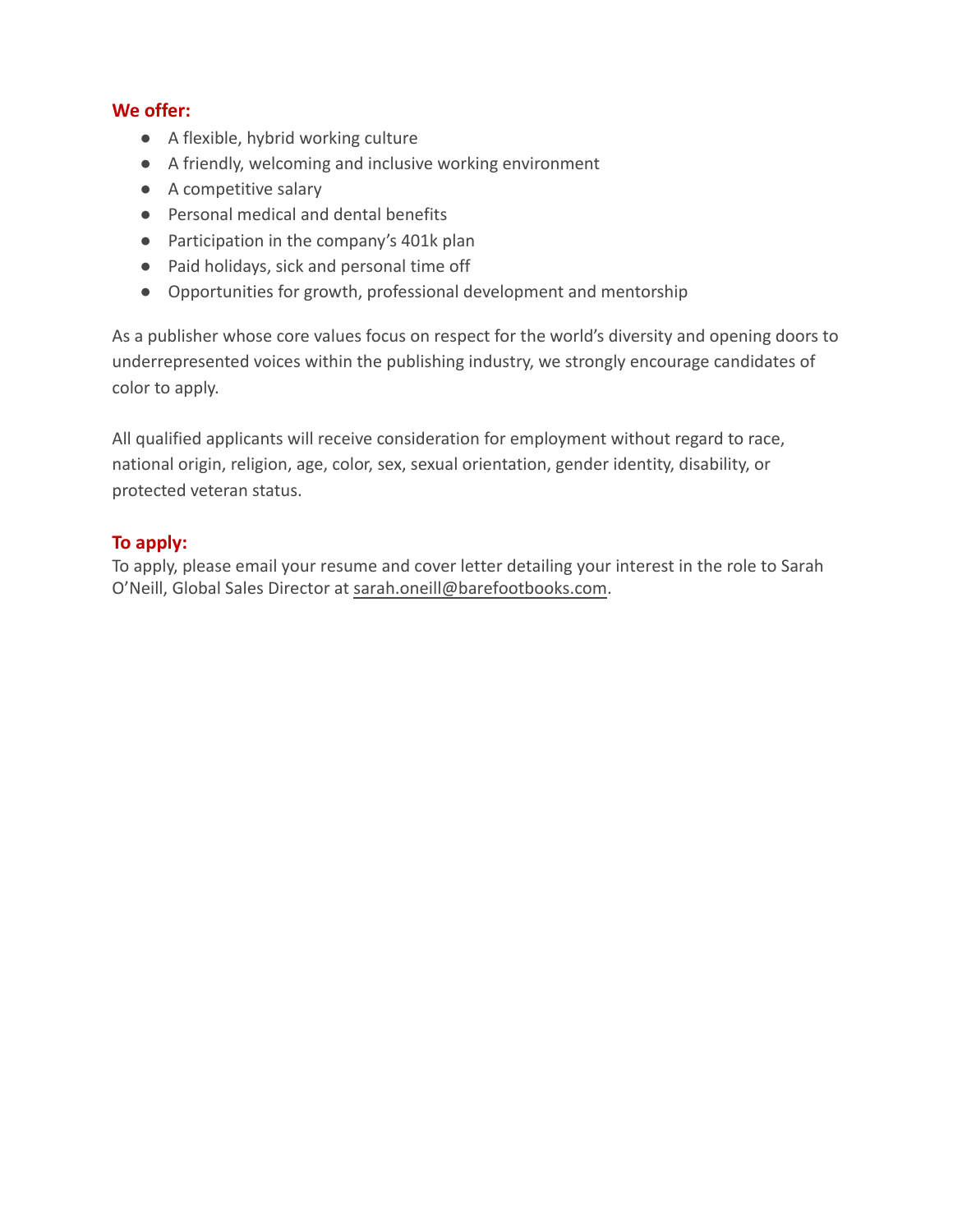## We offer:

- A flexible, hybrid working culture
- A friendly, welcoming and inclusive working environment
- A competitive salary
- Personal medical and dental benefits
- Participation in the company's 401k plan
- Paid holidays, sick and personal time off
- Opportunities for growth, professional development and mentorship

As a publisher whose core values focus on respect for the world's diversity and opening doors to underrepresented voices within the publishing industry, we strongly encourage candidates of color to apply.

All qualified applicants will receive consideration for employment without regard to race, national origin, religion, age, color, sex, sexual orientation, gender identity, disability, or protected veteran status.

## To apply:

To apply, please email your resume and cover letter detailing your interest in the role to Sarah O'Neill, Global Sales Director at sarah.oneill@barefootbooks.com.